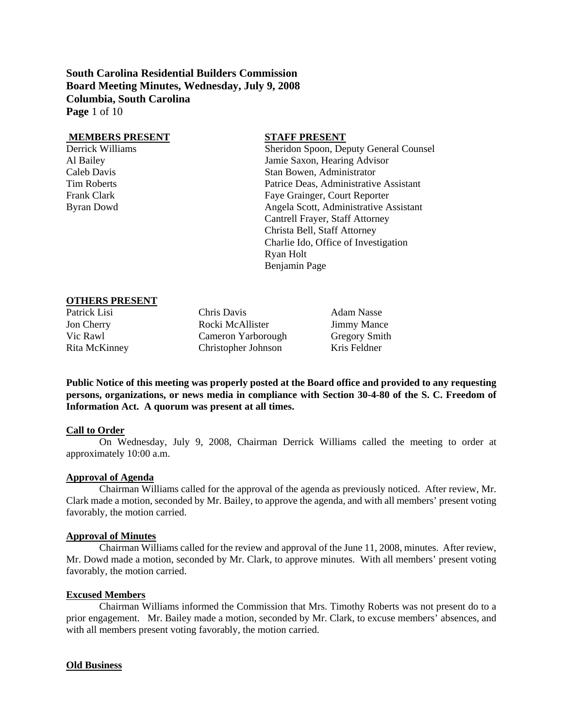**South Carolina Residential Builders Commission**
**Board Meeting Minutes, Wednesday, July 9, 2008**
**Columbia, South Carolina**

| **MEMBERS PRESENT** | **STAFF PRESENT** |
| --- | --- |
| Derrick Williams | Sheridon Spoon, Deputy General Counsel |
| Al Bailey | Jamie Saxon, Hearing Advisor |
| Caleb Davis | Stan Bowen, Administrator |
| Tim Roberts | Patrice Deas, Administrative Assistant |
| Frank Clark | Faye Grainger, Court Reporter |
| Byran Dowd | Angela Scott, Administrative Assistant |
| | Cantrell Frayer, Staff Attorney |
| | Christa Bell, Staff Attorney |
| | Charlie Ido, Office of Investigation |
| | Ryan Holt |
| | Benjamin Page |

**OTHERS PRESENT**

| | | |
| --- | --- | --- |
| Patrick Lisi | Chris Davis | Adam Nasse |
| Jon Cherry | Rocki McAllister | Jimmy Mance |
| Vic Rawl | Cameron Yarborough | Gregory Smith |
| Rita McKinney | Christopher Johnson | Kris Feldner |

**Public Notice of this meeting was properly posted at the Board office and provided to any requesting persons, organizations, or news media in compliance with Section 30-4-80 of the S. C. Freedom of Information Act. A quorum was present at all times.**

**Call to Order**

On Wednesday, July 9, 2008, Chairman Derrick Williams called the meeting to order at approximately 10:00 a.m.

**Approval of Agenda**

Chairman Williams called for the approval of the agenda as previously noticed. After review, Mr. Clark made a motion, seconded by Mr. Bailey, to approve the agenda, and with all members' present voting favorably, the motion carried.

**Approval of Minutes**

Chairman Williams called for the review and approval of the June 11, 2008, minutes. After review, Mr. Dowd made a motion, seconded by Mr. Clark, to approve minutes. With all members' present voting favorably, the motion carried.

**Excused Members**

Chairman Williams informed the Commission that Mrs. Timothy Roberts was not present do to a prior engagement. Mr. Bailey made a motion, seconded by Mr. Clark, to excuse members' absences, and with all members present voting favorably, the motion carried.

**Old Business**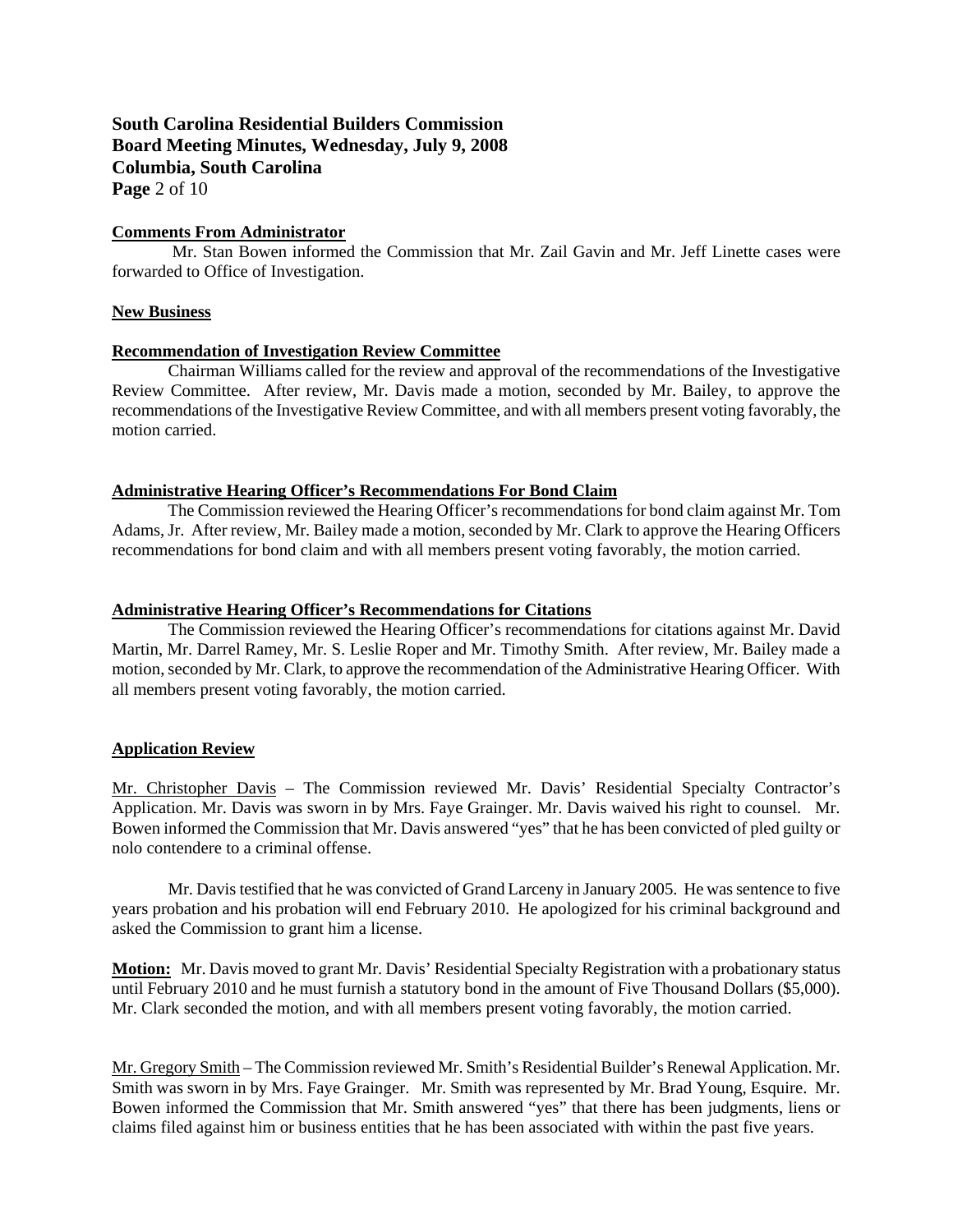**Comments From Administrator**

Mr. Stan Bowen informed the Commission that Mr. Zail Gavin and Mr. Jeff Linette cases were forwarded to Office of Investigation.

**New Business**

**Recommendation of Investigation Review Committee**

Chairman Williams called for the review and approval of the recommendations of the Investigative Review Committee. After review, Mr. Davis made a motion, seconded by Mr. Bailey, to approve the recommendations of the Investigative Review Committee, and with all members present voting favorably, the motion carried.

**Administrative Hearing Officer's Recommendations For Bond Claim**

The Commission reviewed the Hearing Officer's recommendations for bond claim against Mr. Tom Adams, Jr. After review, Mr. Bailey made a motion, seconded by Mr. Clark to approve the Hearing Officers recommendations for bond claim and with all members present voting favorably, the motion carried.

**Administrative Hearing Officer's Recommendations for Citations**

The Commission reviewed the Hearing Officer's recommendations for citations against Mr. David Martin, Mr. Darrel Ramey, Mr. S. Leslie Roper and Mr. Timothy Smith. After review, Mr. Bailey made a motion, seconded by Mr. Clark, to approve the recommendation of the Administrative Hearing Officer. With all members present voting favorably, the motion carried.

**Application Review**

Mr. Christopher Davis – The Commission reviewed Mr. Davis' Residential Specialty Contractor's Application. Mr. Davis was sworn in by Mrs. Faye Grainger. Mr. Davis waived his right to counsel. Mr. Bowen informed the Commission that Mr. Davis answered "yes" that he has been convicted of pled guilty or nolo contendere to a criminal offense.

Mr. Davis testified that he was convicted of Grand Larceny in January 2005. He was sentence to five years probation and his probation will end February 2010. He apologized for his criminal background and asked the Commission to grant him a license.

**Motion:** Mr. Davis moved to grant Mr. Davis' Residential Specialty Registration with a probationary status until February 2010 and he must furnish a statutory bond in the amount of Five Thousand Dollars ($5,000). Mr. Clark seconded the motion, and with all members present voting favorably, the motion carried.

Mr. Gregory Smith – The Commission reviewed Mr. Smith's Residential Builder's Renewal Application. Mr. Smith was sworn in by Mrs. Faye Grainger. Mr. Smith was represented by Mr. Brad Young, Esquire. Mr. Bowen informed the Commission that Mr. Smith answered "yes" that there has been judgments, liens or claims filed against him or business entities that he has been associated with within the past five years.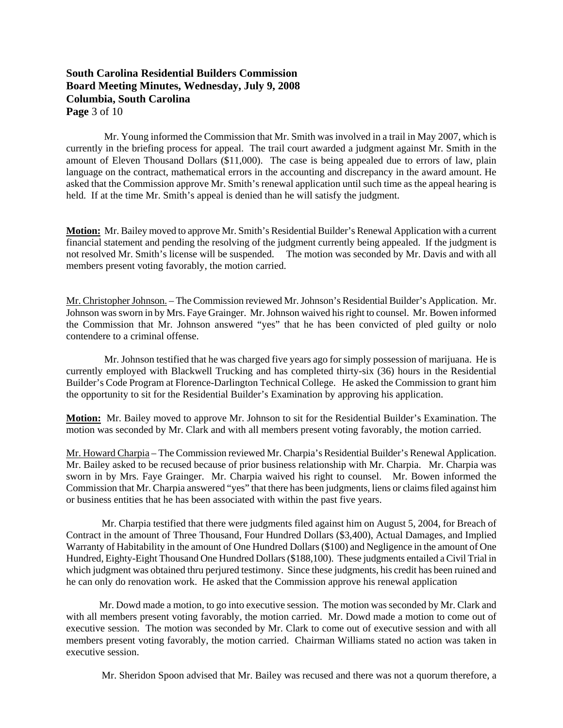Mr. Young informed the Commission that Mr. Smith was involved in a trail in May 2007, which is currently in the briefing process for appeal. The trail court awarded a judgment against Mr. Smith in the amount of Eleven Thousand Dollars ($11,000). The case is being appealed due to errors of law, plain language on the contract, mathematical errors in the accounting and discrepancy in the award amount. He asked that the Commission approve Mr. Smith's renewal application until such time as the appeal hearing is held. If at the time Mr. Smith's appeal is denied than he will satisfy the judgment.

**Motion:** Mr. Bailey moved to approve Mr. Smith's Residential Builder's Renewal Application with a current financial statement and pending the resolving of the judgment currently being appealed. If the judgment is not resolved Mr. Smith's license will be suspended. The motion was seconded by Mr. Davis and with all members present voting favorably, the motion carried.

Mr. Christopher Johnson. – The Commission reviewed Mr. Johnson's Residential Builder's Application. Mr. Johnson was sworn in by Mrs. Faye Grainger. Mr. Johnson waived his right to counsel. Mr. Bowen informed the Commission that Mr. Johnson answered "yes" that he has been convicted of pled guilty or nolo contendere to a criminal offense.

Mr. Johnson testified that he was charged five years ago for simply possession of marijuana. He is currently employed with Blackwell Trucking and has completed thirty-six (36) hours in the Residential Builder's Code Program at Florence-Darlington Technical College. He asked the Commission to grant him the opportunity to sit for the Residential Builder's Examination by approving his application.

**Motion:** Mr. Bailey moved to approve Mr. Johnson to sit for the Residential Builder's Examination. The motion was seconded by Mr. Clark and with all members present voting favorably, the motion carried.

Mr. Howard Charpia – The Commission reviewed Mr. Charpia's Residential Builder's Renewal Application. Mr. Bailey asked to be recused because of prior business relationship with Mr. Charpia. Mr. Charpia was sworn in by Mrs. Faye Grainger. Mr. Charpia waived his right to counsel. Mr. Bowen informed the Commission that Mr. Charpia answered "yes" that there has been judgments, liens or claims filed against him or business entities that he has been associated with within the past five years.

Mr. Charpia testified that there were judgments filed against him on August 5, 2004, for Breach of Contract in the amount of Three Thousand, Four Hundred Dollars ($3,400), Actual Damages, and Implied Warranty of Habitability in the amount of One Hundred Dollars ($100) and Negligence in the amount of One Hundred, Eighty-Eight Thousand One Hundred Dollars ($188,100). These judgments entailed a Civil Trial in which judgment was obtained thru perjured testimony. Since these judgments, his credit has been ruined and he can only do renovation work. He asked that the Commission approve his renewal application

Mr. Dowd made a motion, to go into executive session. The motion was seconded by Mr. Clark and with all members present voting favorably, the motion carried. Mr. Dowd made a motion to come out of executive session. The motion was seconded by Mr. Clark to come out of executive session and with all members present voting favorably, the motion carried. Chairman Williams stated no action was taken in executive session.

Mr. Sheridon Spoon advised that Mr. Bailey was recused and there was not a quorum therefore, a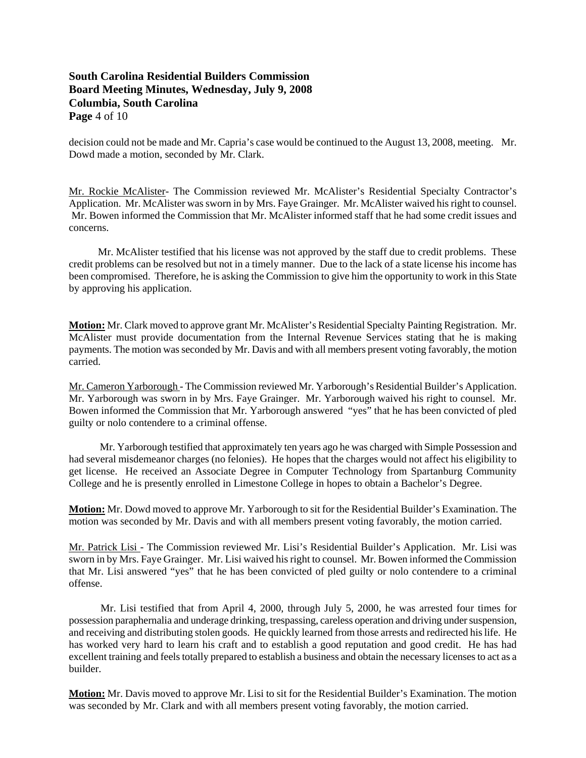decision could not be made and Mr. Capria's case would be continued to the August 13, 2008, meeting. Mr. Dowd made a motion, seconded by Mr. Clark.

Mr. Rockie McAlister- The Commission reviewed Mr. McAlister's Residential Specialty Contractor's Application. Mr. McAlister was sworn in by Mrs. Faye Grainger. Mr. McAlister waived his right to counsel. Mr. Bowen informed the Commission that Mr. McAlister informed staff that he had some credit issues and concerns.

Mr. McAlister testified that his license was not approved by the staff due to credit problems. These credit problems can be resolved but not in a timely manner. Due to the lack of a state license his income has been compromised. Therefore, he is asking the Commission to give him the opportunity to work in this State by approving his application.

**Motion:** Mr. Clark moved to approve grant Mr. McAlister's Residential Specialty Painting Registration. Mr. McAlister must provide documentation from the Internal Revenue Services stating that he is making payments. The motion was seconded by Mr. Davis and with all members present voting favorably, the motion carried.

Mr. Cameron Yarborough - The Commission reviewed Mr. Yarborough's Residential Builder's Application. Mr. Yarborough was sworn in by Mrs. Faye Grainger. Mr. Yarborough waived his right to counsel. Mr. Bowen informed the Commission that Mr. Yarborough answered "yes" that he has been convicted of pled guilty or nolo contendere to a criminal offense.

Mr. Yarborough testified that approximately ten years ago he was charged with Simple Possession and had several misdemeanor charges (no felonies). He hopes that the charges would not affect his eligibility to get license. He received an Associate Degree in Computer Technology from Spartanburg Community College and he is presently enrolled in Limestone College in hopes to obtain a Bachelor's Degree.

**Motion:** Mr. Dowd moved to approve Mr. Yarborough to sit for the Residential Builder's Examination. The motion was seconded by Mr. Davis and with all members present voting favorably, the motion carried.

Mr. Patrick Lisi - The Commission reviewed Mr. Lisi's Residential Builder's Application. Mr. Lisi was sworn in by Mrs. Faye Grainger. Mr. Lisi waived his right to counsel. Mr. Bowen informed the Commission that Mr. Lisi answered "yes" that he has been convicted of pled guilty or nolo contendere to a criminal offense.

Mr. Lisi testified that from April 4, 2000, through July 5, 2000, he was arrested four times for possession paraphernalia and underage drinking, trespassing, careless operation and driving under suspension, and receiving and distributing stolen goods. He quickly learned from those arrests and redirected his life. He has worked very hard to learn his craft and to establish a good reputation and good credit. He has had excellent training and feels totally prepared to establish a business and obtain the necessary licenses to act as a builder.

**Motion:** Mr. Davis moved to approve Mr. Lisi to sit for the Residential Builder's Examination. The motion was seconded by Mr. Clark and with all members present voting favorably, the motion carried.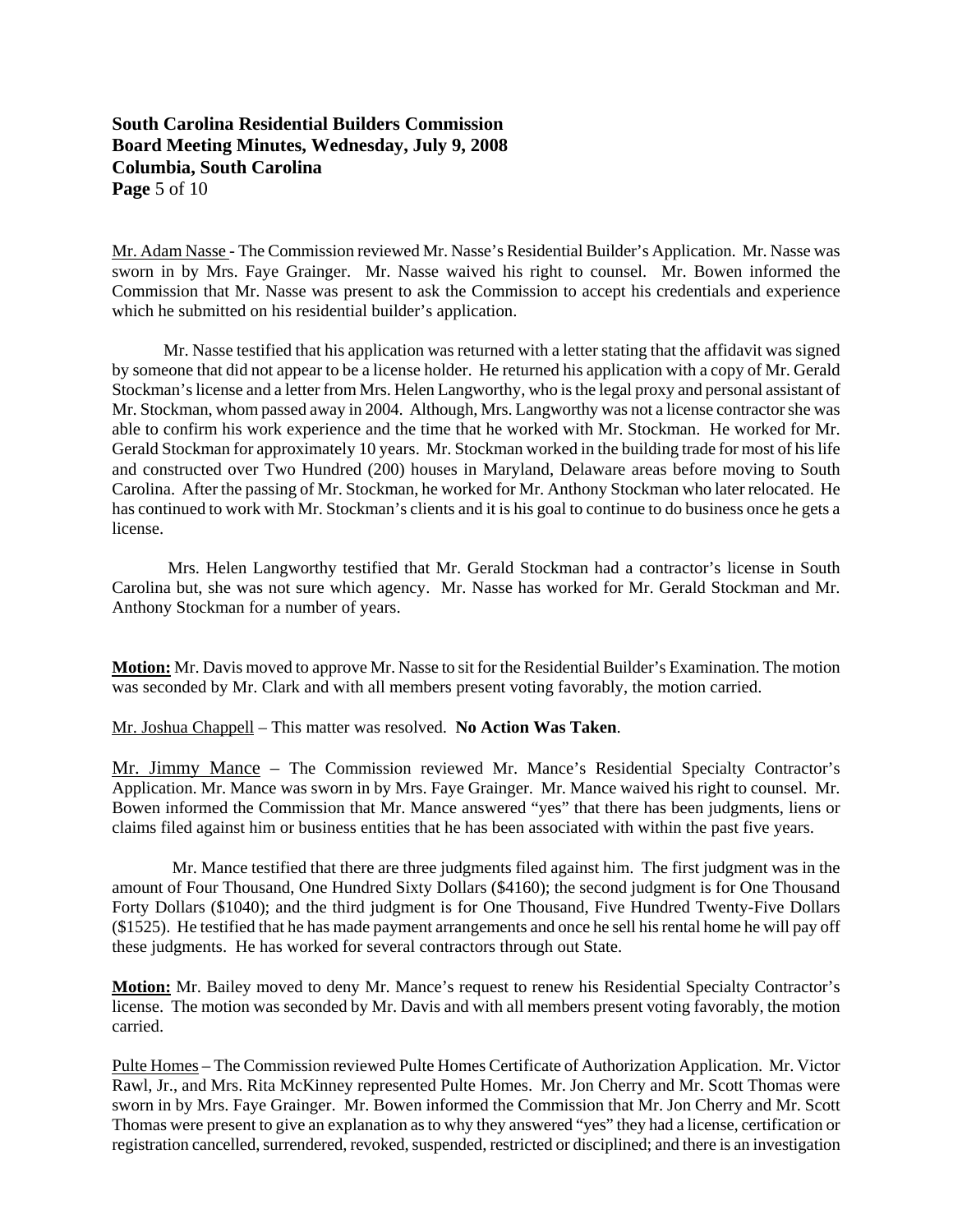Mr. Adam Nasse - The Commission reviewed Mr. Nasse's Residential Builder's Application. Mr. Nasse was sworn in by Mrs. Faye Grainger. Mr. Nasse waived his right to counsel. Mr. Bowen informed the Commission that Mr. Nasse was present to ask the Commission to accept his credentials and experience which he submitted on his residential builder's application.

Mr. Nasse testified that his application was returned with a letter stating that the affidavit was signed by someone that did not appear to be a license holder. He returned his application with a copy of Mr. Gerald Stockman's license and a letter from Mrs. Helen Langworthy, who is the legal proxy and personal assistant of Mr. Stockman, whom passed away in 2004. Although, Mrs. Langworthy was not a license contractor she was able to confirm his work experience and the time that he worked with Mr. Stockman. He worked for Mr. Gerald Stockman for approximately 10 years. Mr. Stockman worked in the building trade for most of his life and constructed over Two Hundred (200) houses in Maryland, Delaware areas before moving to South Carolina. After the passing of Mr. Stockman, he worked for Mr. Anthony Stockman who later relocated. He has continued to work with Mr. Stockman's clients and it is his goal to continue to do business once he gets a license.

Mrs. Helen Langworthy testified that Mr. Gerald Stockman had a contractor's license in South Carolina but, she was not sure which agency. Mr. Nasse has worked for Mr. Gerald Stockman and Mr. Anthony Stockman for a number of years.

**Motion:** Mr. Davis moved to approve Mr. Nasse to sit for the Residential Builder's Examination. The motion was seconded by Mr. Clark and with all members present voting favorably, the motion carried.

Mr. Joshua Chappell – This matter was resolved. **No Action Was Taken**.

Mr. Jimmy Mance – The Commission reviewed Mr. Mance's Residential Specialty Contractor's Application. Mr. Mance was sworn in by Mrs. Faye Grainger. Mr. Mance waived his right to counsel. Mr. Bowen informed the Commission that Mr. Mance answered "yes" that there has been judgments, liens or claims filed against him or business entities that he has been associated with within the past five years.

Mr. Mance testified that there are three judgments filed against him. The first judgment was in the amount of Four Thousand, One Hundred Sixty Dollars ($4160); the second judgment is for One Thousand Forty Dollars ($1040); and the third judgment is for One Thousand, Five Hundred Twenty-Five Dollars ($1525). He testified that he has made payment arrangements and once he sell his rental home he will pay off these judgments. He has worked for several contractors through out State.

**Motion:** Mr. Bailey moved to deny Mr. Mance's request to renew his Residential Specialty Contractor's license. The motion was seconded by Mr. Davis and with all members present voting favorably, the motion carried.

Pulte Homes – The Commission reviewed Pulte Homes Certificate of Authorization Application. Mr. Victor Rawl, Jr., and Mrs. Rita McKinney represented Pulte Homes. Mr. Jon Cherry and Mr. Scott Thomas were sworn in by Mrs. Faye Grainger. Mr. Bowen informed the Commission that Mr. Jon Cherry and Mr. Scott Thomas were present to give an explanation as to why they answered "yes" they had a license, certification or registration cancelled, surrendered, revoked, suspended, restricted or disciplined; and there is an investigation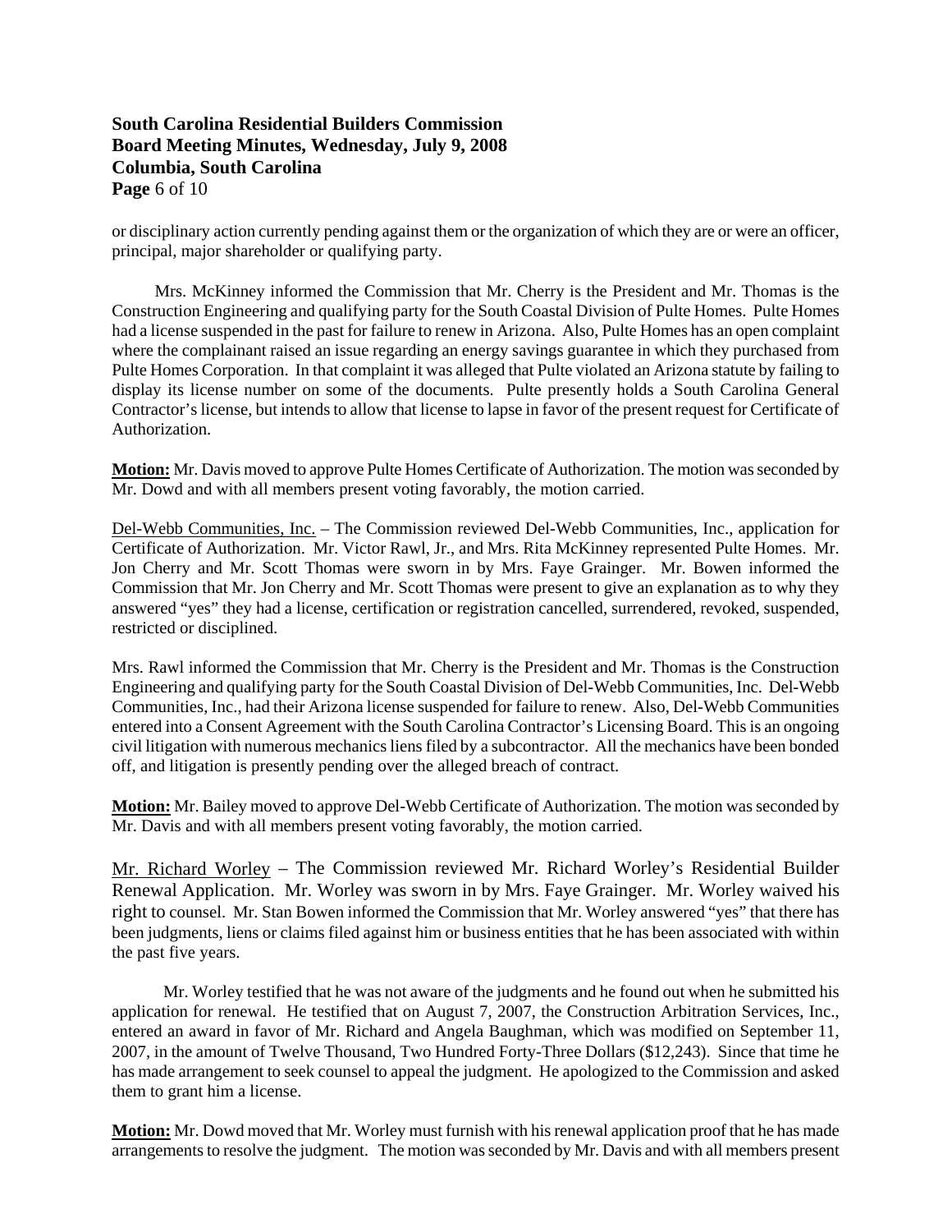or disciplinary action currently pending against them or the organization of which they are or were an officer, principal, major shareholder or qualifying party.

Mrs. McKinney informed the Commission that Mr. Cherry is the President and Mr. Thomas is the Construction Engineering and qualifying party for the South Coastal Division of Pulte Homes. Pulte Homes had a license suspended in the past for failure to renew in Arizona. Also, Pulte Homes has an open complaint where the complainant raised an issue regarding an energy savings guarantee in which they purchased from Pulte Homes Corporation. In that complaint it was alleged that Pulte violated an Arizona statute by failing to display its license number on some of the documents. Pulte presently holds a South Carolina General Contractor's license, but intends to allow that license to lapse in favor of the present request for Certificate of Authorization.

**Motion:** Mr. Davis moved to approve Pulte Homes Certificate of Authorization. The motion was seconded by Mr. Dowd and with all members present voting favorably, the motion carried.

<u>Del-Webb Communities, Inc.</u> – The Commission reviewed Del-Webb Communities, Inc., application for Certificate of Authorization. Mr. Victor Rawl, Jr., and Mrs. Rita McKinney represented Pulte Homes. Mr. Jon Cherry and Mr. Scott Thomas were sworn in by Mrs. Faye Grainger. Mr. Bowen informed the Commission that Mr. Jon Cherry and Mr. Scott Thomas were present to give an explanation as to why they answered "yes" they had a license, certification or registration cancelled, surrendered, revoked, suspended, restricted or disciplined.

Mrs. Rawl informed the Commission that Mr. Cherry is the President and Mr. Thomas is the Construction Engineering and qualifying party for the South Coastal Division of Del-Webb Communities, Inc. Del-Webb Communities, Inc., had their Arizona license suspended for failure to renew. Also, Del-Webb Communities entered into a Consent Agreement with the South Carolina Contractor's Licensing Board. This is an ongoing civil litigation with numerous mechanics liens filed by a subcontractor. All the mechanics have been bonded off, and litigation is presently pending over the alleged breach of contract.

**Motion:** Mr. Bailey moved to approve Del-Webb Certificate of Authorization. The motion was seconded by Mr. Davis and with all members present voting favorably, the motion carried.

<u>Mr. Richard Worley</u> – The Commission reviewed Mr. Richard Worley's Residential Builder Renewal Application. Mr. Worley was sworn in by Mrs. Faye Grainger. Mr. Worley waived his right to counsel. Mr. Stan Bowen informed the Commission that Mr. Worley answered "yes" that there has been judgments, liens or claims filed against him or business entities that he has been associated with within the past five years.

Mr. Worley testified that he was not aware of the judgments and he found out when he submitted his application for renewal. He testified that on August 7, 2007, the Construction Arbitration Services, Inc., entered an award in favor of Mr. Richard and Angela Baughman, which was modified on September 11, 2007, in the amount of Twelve Thousand, Two Hundred Forty-Three Dollars ($12,243). Since that time he has made arrangement to seek counsel to appeal the judgment. He apologized to the Commission and asked them to grant him a license.

**Motion:** Mr. Dowd moved that Mr. Worley must furnish with his renewal application proof that he has made arrangements to resolve the judgment. The motion was seconded by Mr. Davis and with all members present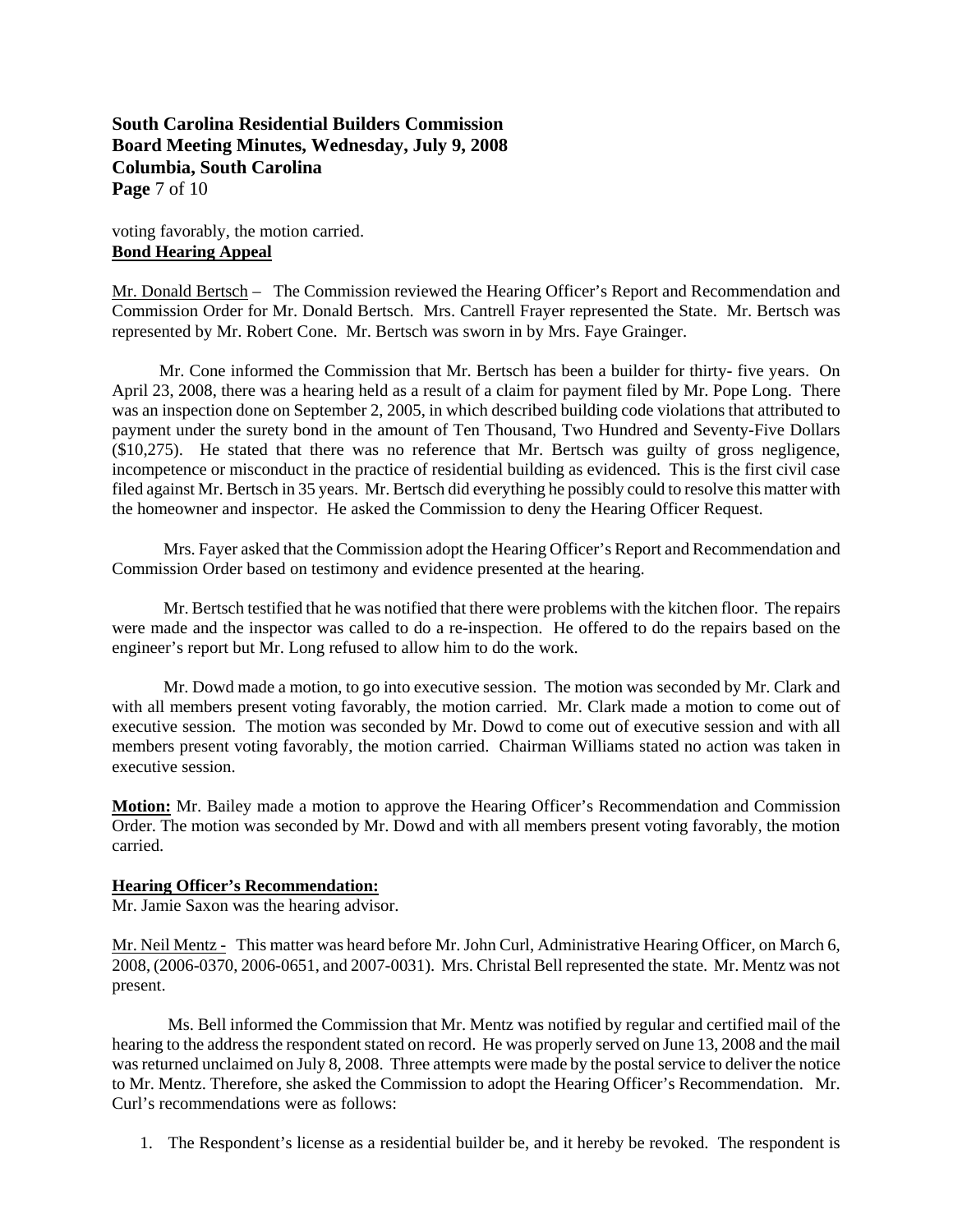voting favorably, the motion carried.

**Bond Hearing Appeal**

Mr. Donald Bertsch – The Commission reviewed the Hearing Officer's Report and Recommendation and Commission Order for Mr. Donald Bertsch. Mrs. Cantrell Frayer represented the State. Mr. Bertsch was represented by Mr. Robert Cone. Mr. Bertsch was sworn in by Mrs. Faye Grainger.

Mr. Cone informed the Commission that Mr. Bertsch has been a builder for thirty- five years. On April 23, 2008, there was a hearing held as a result of a claim for payment filed by Mr. Pope Long. There was an inspection done on September 2, 2005, in which described building code violations that attributed to payment under the surety bond in the amount of Ten Thousand, Two Hundred and Seventy-Five Dollars ($10,275). He stated that there was no reference that Mr. Bertsch was guilty of gross negligence, incompetence or misconduct in the practice of residential building as evidenced. This is the first civil case filed against Mr. Bertsch in 35 years. Mr. Bertsch did everything he possibly could to resolve this matter with the homeowner and inspector. He asked the Commission to deny the Hearing Officer Request.

Mrs. Fayer asked that the Commission adopt the Hearing Officer's Report and Recommendation and Commission Order based on testimony and evidence presented at the hearing.

Mr. Bertsch testified that he was notified that there were problems with the kitchen floor. The repairs were made and the inspector was called to do a re-inspection. He offered to do the repairs based on the engineer's report but Mr. Long refused to allow him to do the work.

Mr. Dowd made a motion, to go into executive session. The motion was seconded by Mr. Clark and with all members present voting favorably, the motion carried. Mr. Clark made a motion to come out of executive session. The motion was seconded by Mr. Dowd to come out of executive session and with all members present voting favorably, the motion carried. Chairman Williams stated no action was taken in executive session.

**Motion:** Mr. Bailey made a motion to approve the Hearing Officer's Recommendation and Commission Order. The motion was seconded by Mr. Dowd and with all members present voting favorably, the motion carried.

**Hearing Officer's Recommendation:**

Mr. Jamie Saxon was the hearing advisor.

Mr. Neil Mentz - This matter was heard before Mr. John Curl, Administrative Hearing Officer, on March 6, 2008, (2006-0370, 2006-0651, and 2007-0031). Mrs. Christal Bell represented the state. Mr. Mentz was not present.

Ms. Bell informed the Commission that Mr. Mentz was notified by regular and certified mail of the hearing to the address the respondent stated on record. He was properly served on June 13, 2008 and the mail was returned unclaimed on July 8, 2008. Three attempts were made by the postal service to deliver the notice to Mr. Mentz. Therefore, she asked the Commission to adopt the Hearing Officer's Recommendation. Mr. Curl's recommendations were as follows:

1. The Respondent's license as a residential builder be, and it hereby be revoked. The respondent is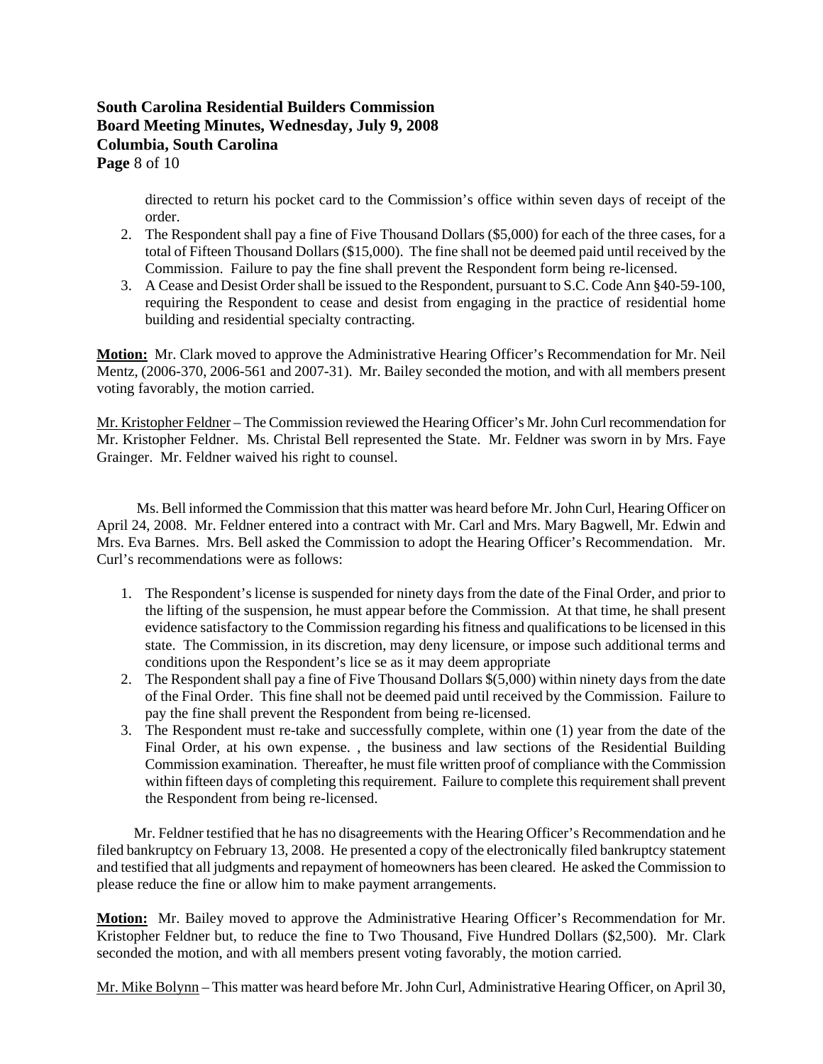directed to return his pocket card to the Commission's office within seven days of receipt of the order.

2. The Respondent shall pay a fine of Five Thousand Dollars ($5,000) for each of the three cases, for a total of Fifteen Thousand Dollars ($15,000). The fine shall not be deemed paid until received by the Commission. Failure to pay the fine shall prevent the Respondent form being re-licensed.
3. A Cease and Desist Order shall be issued to the Respondent, pursuant to S.C. Code Ann §40-59-100, requiring the Respondent to cease and desist from engaging in the practice of residential home building and residential specialty contracting.

**Motion:** Mr. Clark moved to approve the Administrative Hearing Officer's Recommendation for Mr. Neil Mentz, (2006-370, 2006-561 and 2007-31). Mr. Bailey seconded the motion, and with all members present voting favorably, the motion carried.

Mr. Kristopher Feldner – The Commission reviewed the Hearing Officer's Mr. John Curl recommendation for Mr. Kristopher Feldner. Ms. Christal Bell represented the State. Mr. Feldner was sworn in by Mrs. Faye Grainger. Mr. Feldner waived his right to counsel.

Ms. Bell informed the Commission that this matter was heard before Mr. John Curl, Hearing Officer on April 24, 2008. Mr. Feldner entered into a contract with Mr. Carl and Mrs. Mary Bagwell, Mr. Edwin and Mrs. Eva Barnes. Mrs. Bell asked the Commission to adopt the Hearing Officer's Recommendation. Mr. Curl's recommendations were as follows:

1. The Respondent's license is suspended for ninety days from the date of the Final Order, and prior to the lifting of the suspension, he must appear before the Commission. At that time, he shall present evidence satisfactory to the Commission regarding his fitness and qualifications to be licensed in this state. The Commission, in its discretion, may deny licensure, or impose such additional terms and conditions upon the Respondent's lice se as it may deem appropriate
2. The Respondent shall pay a fine of Five Thousand Dollars $(5,000) within ninety days from the date of the Final Order. This fine shall not be deemed paid until received by the Commission. Failure to pay the fine shall prevent the Respondent from being re-licensed.
3. The Respondent must re-take and successfully complete, within one (1) year from the date of the Final Order, at his own expense. , the business and law sections of the Residential Building Commission examination. Thereafter, he must file written proof of compliance with the Commission within fifteen days of completing this requirement. Failure to complete this requirement shall prevent the Respondent from being re-licensed.

Mr. Feldner testified that he has no disagreements with the Hearing Officer's Recommendation and he filed bankruptcy on February 13, 2008. He presented a copy of the electronically filed bankruptcy statement and testified that all judgments and repayment of homeowners has been cleared. He asked the Commission to please reduce the fine or allow him to make payment arrangements.

**Motion:** Mr. Bailey moved to approve the Administrative Hearing Officer's Recommendation for Mr. Kristopher Feldner but, to reduce the fine to Two Thousand, Five Hundred Dollars ($2,500). Mr. Clark seconded the motion, and with all members present voting favorably, the motion carried.

Mr. Mike Bolynn – This matter was heard before Mr. John Curl, Administrative Hearing Officer, on April 30,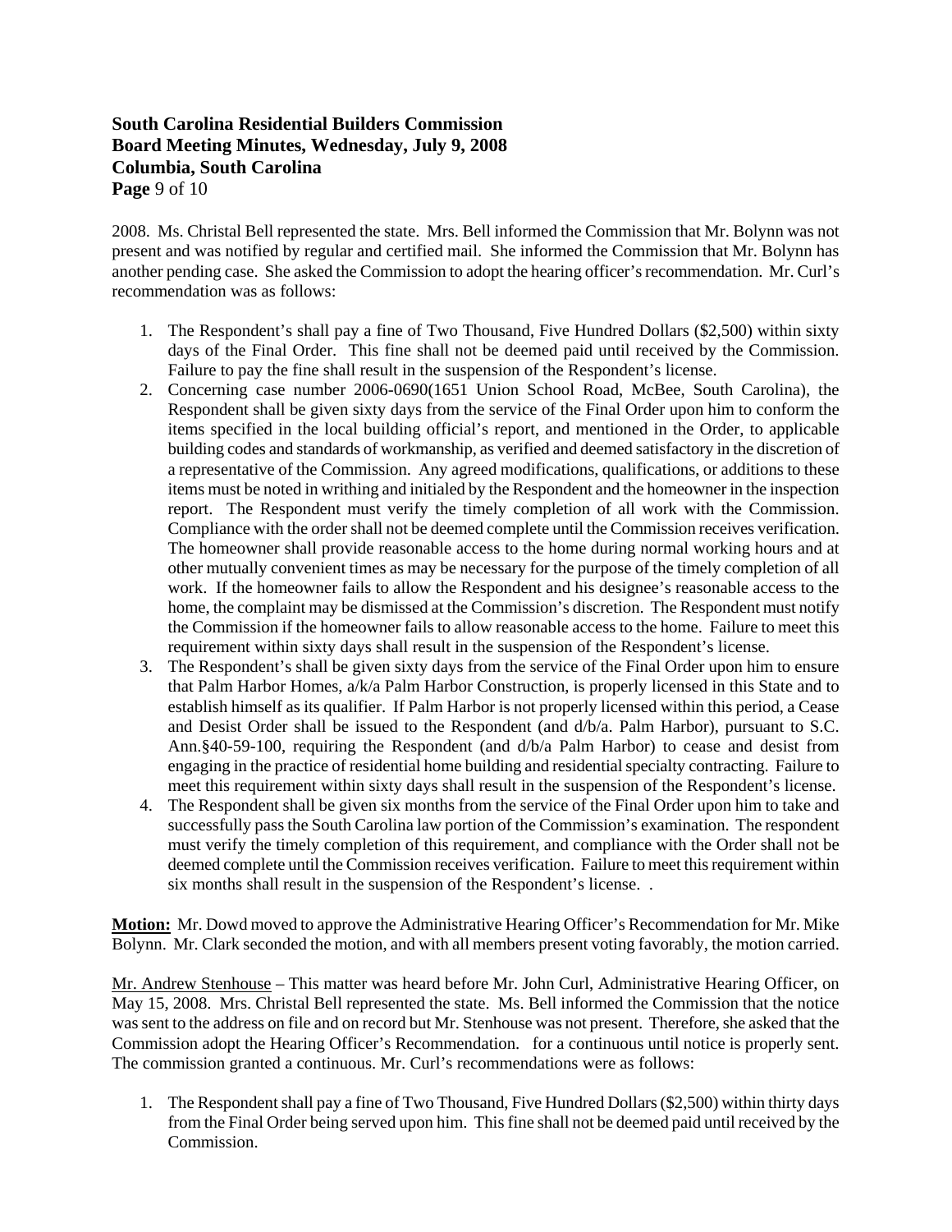2008. Ms. Christal Bell represented the state. Mrs. Bell informed the Commission that Mr. Bolynn was not present and was notified by regular and certified mail. She informed the Commission that Mr. Bolynn has another pending case. She asked the Commission to adopt the hearing officer's recommendation. Mr. Curl's recommendation was as follows:

1. The Respondent's shall pay a fine of Two Thousand, Five Hundred Dollars ($2,500) within sixty days of the Final Order. This fine shall not be deemed paid until received by the Commission. Failure to pay the fine shall result in the suspension of the Respondent's license.
2. Concerning case number 2006-0690(1651 Union School Road, McBee, South Carolina), the Respondent shall be given sixty days from the service of the Final Order upon him to conform the items specified in the local building official's report, and mentioned in the Order, to applicable building codes and standards of workmanship, as verified and deemed satisfactory in the discretion of a representative of the Commission. Any agreed modifications, qualifications, or additions to these items must be noted in writhing and initialed by the Respondent and the homeowner in the inspection report. The Respondent must verify the timely completion of all work with the Commission. Compliance with the order shall not be deemed complete until the Commission receives verification. The homeowner shall provide reasonable access to the home during normal working hours and at other mutually convenient times as may be necessary for the purpose of the timely completion of all work. If the homeowner fails to allow the Respondent and his designee's reasonable access to the home, the complaint may be dismissed at the Commission's discretion. The Respondent must notify the Commission if the homeowner fails to allow reasonable access to the home. Failure to meet this requirement within sixty days shall result in the suspension of the Respondent's license.
3. The Respondent's shall be given sixty days from the service of the Final Order upon him to ensure that Palm Harbor Homes, a/k/a Palm Harbor Construction, is properly licensed in this State and to establish himself as its qualifier. If Palm Harbor is not properly licensed within this period, a Cease and Desist Order shall be issued to the Respondent (and d/b/a. Palm Harbor), pursuant to S.C. Ann.§40-59-100, requiring the Respondent (and d/b/a Palm Harbor) to cease and desist from engaging in the practice of residential home building and residential specialty contracting. Failure to meet this requirement within sixty days shall result in the suspension of the Respondent's license.
4. The Respondent shall be given six months from the service of the Final Order upon him to take and successfully pass the South Carolina law portion of the Commission's examination. The respondent must verify the timely completion of this requirement, and compliance with the Order shall not be deemed complete until the Commission receives verification. Failure to meet this requirement within six months shall result in the suspension of the Respondent's license. .

**Motion:** Mr. Dowd moved to approve the Administrative Hearing Officer's Recommendation for Mr. Mike Bolynn. Mr. Clark seconded the motion, and with all members present voting favorably, the motion carried.

Mr. Andrew Stenhouse – This matter was heard before Mr. John Curl, Administrative Hearing Officer, on May 15, 2008. Mrs. Christal Bell represented the state. Ms. Bell informed the Commission that the notice was sent to the address on file and on record but Mr. Stenhouse was not present. Therefore, she asked that the Commission adopt the Hearing Officer's Recommendation. for a continuous until notice is properly sent. The commission granted a continuous. Mr. Curl's recommendations were as follows:

1. The Respondent shall pay a fine of Two Thousand, Five Hundred Dollars ($2,500) within thirty days from the Final Order being served upon him. This fine shall not be deemed paid until received by the Commission.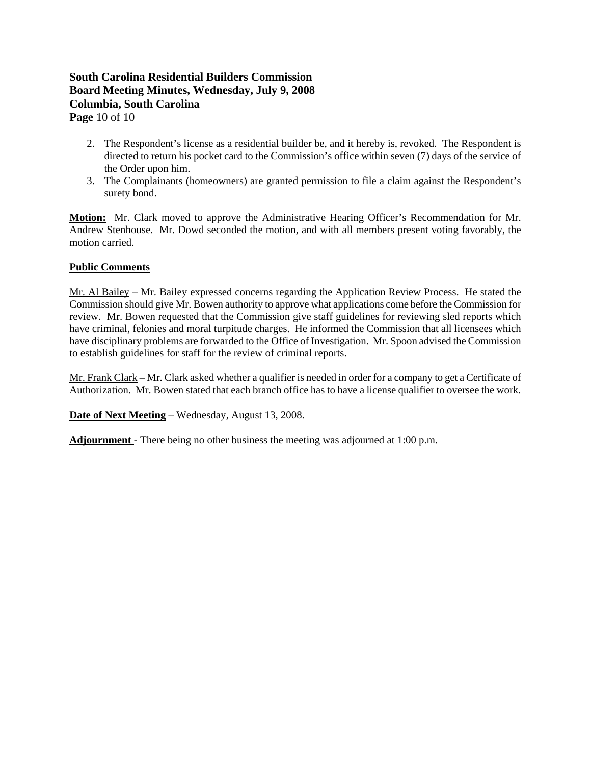2. The Respondent's license as a residential builder be, and it hereby is, revoked. The Respondent is directed to return his pocket card to the Commission's office within seven (7) days of the service of the Order upon him.
3. The Complainants (homeowners) are granted permission to file a claim against the Respondent's surety bond.

**Motion:** Mr. Clark moved to approve the Administrative Hearing Officer's Recommendation for Mr. Andrew Stenhouse. Mr. Dowd seconded the motion, and with all members present voting favorably, the motion carried.

**Public Comments**

Mr. Al Bailey – Mr. Bailey expressed concerns regarding the Application Review Process. He stated the Commission should give Mr. Bowen authority to approve what applications come before the Commission for review. Mr. Bowen requested that the Commission give staff guidelines for reviewing sled reports which have criminal, felonies and moral turpitude charges. He informed the Commission that all licensees which have disciplinary problems are forwarded to the Office of Investigation. Mr. Spoon advised the Commission to establish guidelines for staff for the review of criminal reports.

Mr. Frank Clark – Mr. Clark asked whether a qualifier is needed in order for a company to get a Certificate of Authorization. Mr. Bowen stated that each branch office has to have a license qualifier to oversee the work.

**Date of Next Meeting** – Wednesday, August 13, 2008.

**Adjournment** - There being no other business the meeting was adjourned at 1:00 p.m.